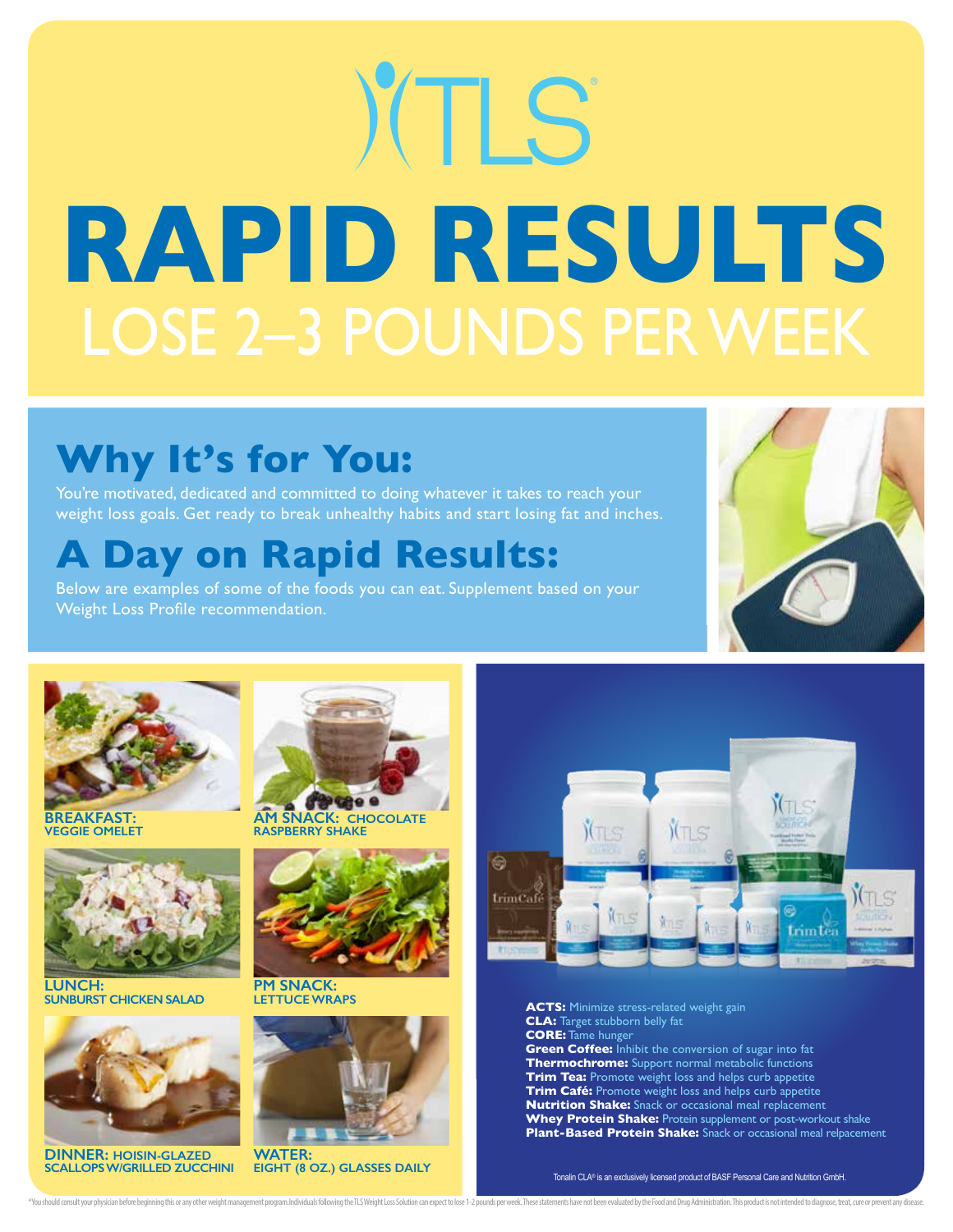TLS®

# RAPID RESULTS

LOSE 2–3 POUNDS PER WEEK

## Why It's for You:

You're motivated, dedicated and committed to doing whatever it takes to reach your weight loss goals. Get ready to break unhealthy habits and start losing fat and inches.

## A Day on Rapid Results:

Below are examples of some of the foods you can eat. Supplement based on your Weight Loss Profile recommendation.

**BREAKFAST:** VEGGIE OMELET

**AM SNACK:** CHOCOLATE RASPBERRY SHAKE

**LUNCH:** SUNBURST CHICKEN SALAD

**PM SNACK:** LETTUCE WRAPS

**DINNER:** HOISIN-GLAZED SCALLOPS W/GRILLED ZUCCHINI

**WATER:** EIGHT (8 OZ.) GLASSES DAILY

**ACTS:** Minimize stress-related weight gain
**CLA:** Target stubborn belly fat
**CORE:** Tame hunger
**Green Coffee:** Inhibit the conversion of sugar into fat
**Thermochrome:** Support normal metabolic functions
**Trim Tea:** Promote weight loss and helps curb appetite
**Trim Café:** Promote weight loss and helps curb appetite
**Nutrition Shake:** Snack or occasional meal replacement
**Whey Protein Shake:** Protein supplement or post-workout shake
**Plant-Based Protein Shake:** Snack or occasional meal relpacement

Tonalin CLA® is an exclusively licensed product of BASF Personal Care and Nutrition GmbH.

*You should consult your physician before beginning this or any other weight management program. Individuals following the TLS Weight Loss Solution can expect to lose 1-2 pounds per week. These statements have not been evaluated by the Food and Drug Administration. This product is not intended to diagnose, treat, cure or prevent any disease.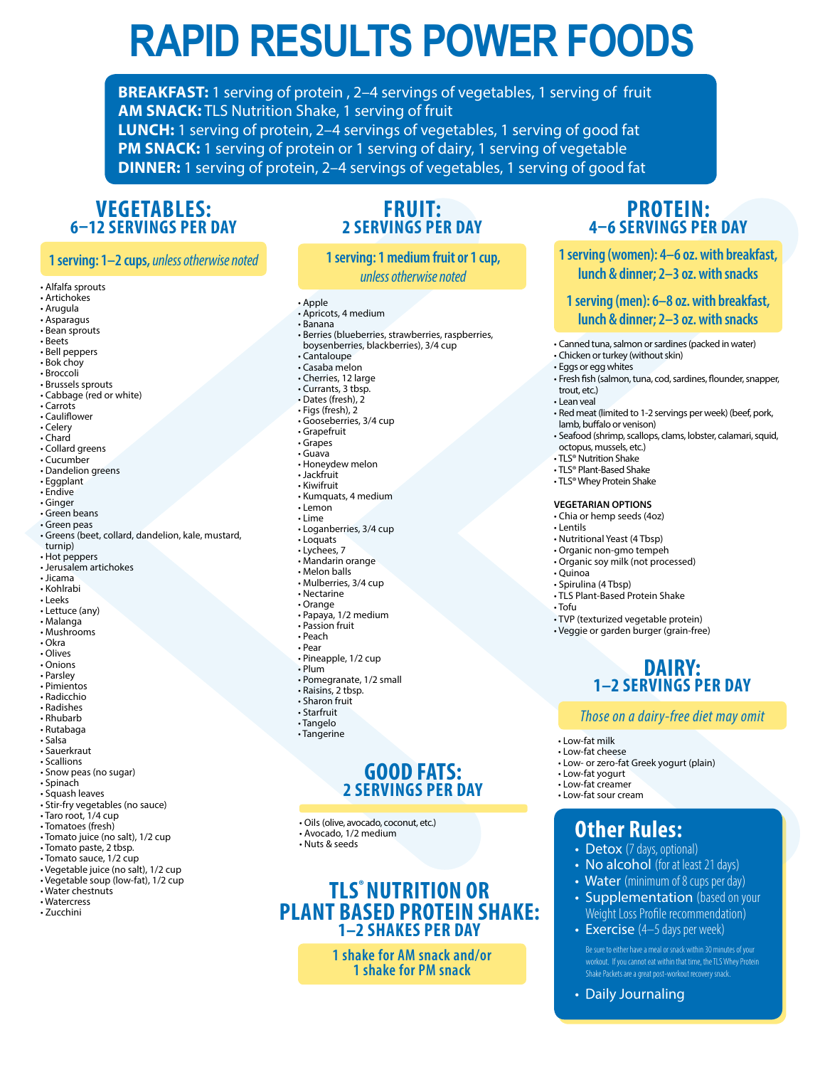# RAPID RESULTS POWER FOODS

**BREAKFAST:** 1 serving of protein , 2–4 servings of vegetables, 1 serving of fruit
**AM SNACK:** TLS Nutrition Shake, 1 serving of fruit
**LUNCH:** 1 serving of protein, 2–4 servings of vegetables, 1 serving of good fat
**PM SNACK:** 1 serving of protein or 1 serving of dairy, 1 serving of vegetable
**DINNER:** 1 serving of protein, 2–4 servings of vegetables, 1 serving of good fat

## VEGETABLES:
### 6–12 SERVINGS PER DAY

1 serving: 1–2 cups, *unless otherwise noted*

- Alfalfa sprouts
- Artichokes
- Arugula
- Asparagus
- Bean sprouts
- Beets
- Bell peppers
- Bok choy
- Broccoli
- Brussels sprouts
- Cabbage (red or white)
- Carrots
- Cauliflower
- Celery
- Chard
- Collard greens
- Cucumber
- Dandelion greens
- Eggplant
- Endive
- Ginger
- Green beans
- Green peas
- Greens (beet, collard, dandelion, kale, mustard, turnip)
- Hot peppers
- Jerusalem artichokes
- Jicama
- Kohlrabi
- Leeks
- Lettuce (any)
- Malanga
- Mushrooms
- Okra
- Olives
- Onions
- Parsley
- Pimientos
- Radicchio
- Radishes
- Rhubarb
- Rutabaga
- Salsa
- Sauerkraut
- Scallions
- Snow peas (no sugar)
- Spinach
- Squash leaves
- Stir-fry vegetables (no sauce)
- Taro root, 1/4 cup
- Tomatoes (fresh)
- Tomato juice (no salt), 1/2 cup
- Tomato paste, 2 tbsp.
- Tomato sauce, 1/2 cup
- Vegetable juice (no salt), 1/2 cup
- Vegetable soup (low-fat), 1/2 cup
- Water chestnuts
- Watercress
- Zucchini

## FRUIT:
### 2 SERVINGS PER DAY

1 serving: 1 medium fruit or 1 cup, *unless otherwise noted*

- Apple
- Apricots, 4 medium
- Banana
- Berries (blueberries, strawberries, raspberries, boysenberries, blackberries), 3/4 cup
- Cantaloupe
- Casaba melon
- Cherries, 12 large
- Currants, 3 tbsp.
- Dates (fresh), 2
- Figs (fresh), 2
- Gooseberries, 3/4 cup
- Grapefruit
- Grapes
- Guava
- Honeydew melon
- Jackfruit
- Kiwifruit
- Kumquats, 4 medium
- Lemon
- Lime
- Loganberries, 3/4 cup
- Loquats
- Lychees, 7
- Mandarin orange
- Melon balls
- Mulberries, 3/4 cup
- Nectarine
- Orange
- Papaya, 1/2 medium
- Passion fruit
- Peach
- Pear
- Pineapple, 1/2 cup
- Plum
- Pomegranate, 1/2 small
- Raisins, 2 tbsp.
- Sharon fruit
- Starfruit
- Tangelo
- Tangerine

## GOOD FATS:
### 2 SERVINGS PER DAY

- Oils (olive, avocado, coconut, etc.)
- Avocado, 1/2 medium
- Nuts & seeds

## TLS® NUTRITION OR PLANT BASED PROTEIN SHAKE:
### 1–2 SHAKES PER DAY

1 shake for AM snack and/or
1 shake for PM snack

## PROTEIN:
### 4–6 SERVINGS PER DAY

1 serving (women): 4–6 oz. with breakfast, lunch & dinner; 2–3 oz. with snacks

1 serving (men): 6–8 oz. with breakfast, lunch & dinner; 2–3 oz. with snacks

- Canned tuna, salmon or sardines (packed in water)
- Chicken or turkey (without skin)
- Eggs or egg whites
- Fresh fish (salmon, tuna, cod, sardines, flounder, snapper, trout, etc.)
- Lean veal
- Red meat (limited to 1-2 servings per week) (beef, pork, lamb, buffalo or venison)
- Seafood (shrimp, scallops, clams, lobster, calamari, squid, octopus, mussels, etc.)
- TLS® Nutrition Shake
- TLS® Plant-Based Shake
- TLS® Whey Protein Shake

**VEGETARIAN OPTIONS**

- Chia or hemp seeds (4oz)
- Lentils
- Nutritional Yeast (4 Tbsp)
- Organic non-gmo tempeh
- Organic soy milk (not processed)
- Quinoa
- Spirulina (4 Tbsp)
- TLS Plant-Based Protein Shake
- Tofu
- TVP (texturized vegetable protein)
- Veggie or garden burger (grain-free)

## DAIRY:
### 1–2 SERVINGS PER DAY

*Those on a dairy-free diet may omit*

- Low-fat milk
- Low-fat cheese
- Low- or zero-fat Greek yogurt (plain)
- Low-fat yogurt
- Low-fat creamer
- Low-fat sour cream

## Other Rules:

- Detox (7 days, optional)
- No alcohol (for at least 21 days)
- Water (minimum of 8 cups per day)
- Supplementation (based on your Weight Loss Profile recommendation)
- Exercise (4–5 days per week)

  Be sure to either have a meal or snack within 30 minutes of your workout. If you cannot eat within that time, the TLS Whey Protein Shake Packets are a great post-workout recovery snack.

- Daily Journaling